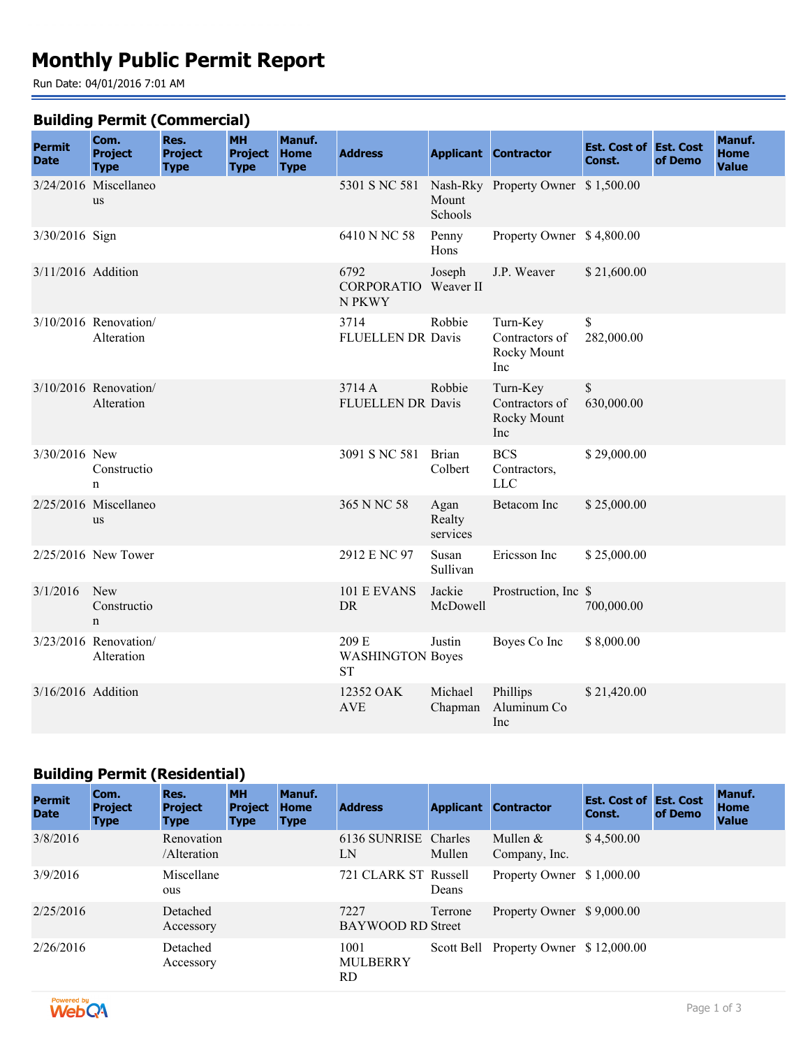# Monthly Public Permit Report

Run Date: 04/01/2016 7:01 AM

## Building Permit (Commercial)

| Permit Date | Com. Project Type | Res. Project Type | MH Project Type | Manuf. Home Type | Address | Applicant | Contractor | Est. Cost of Const. | Est. Cost of Demo | Manuf. Home Value |
|---|---|---|---|---|---|---|---|---|---|---|
| 3/24/2016 | Miscellaneous | | | | 5301 S NC 581 | Nash-Rky Mount Schools | Property Owner | $ 1,500.00 | | |
| 3/30/2016 | Sign | | | | 6410 N NC 58 | Penny Hons | Property Owner | $ 4,800.00 | | |
| 3/11/2016 | Addition | | | | 6792 CORPORATION PKWY | Joseph Weaver II | J.P. Weaver | $ 21,600.00 | | |
| 3/10/2016 | Renovation/ Alteration | | | | 3714 FLUELLEN DR | Robbie Davis | Turn-Key Contractors of Rocky Mount Inc | $ 282,000.00 | | |
| 3/10/2016 | Renovation/ Alteration | | | | 3714 A FLUELLEN DR | Robbie Davis | Turn-Key Contractors of Rocky Mount Inc | $ 630,000.00 | | |
| 3/30/2016 | New Construction | | | | 3091 S NC 581 | Brian Colbert | BCS Contractors, LLC | $ 29,000.00 | | |
| 2/25/2016 | Miscellaneous | | | | 365 N NC 58 | Agan Realty services | Betacom Inc | $ 25,000.00 | | |
| 2/25/2016 | New Tower | | | | 2912 E NC 97 | Susan Sullivan | Ericsson Inc | $ 25,000.00 | | |
| 3/1/2016 | New Construction | | | | 101 E EVANS DR | Jackie McDowell | Prostruction, Inc | $ 700,000.00 | | |
| 3/23/2016 | Renovation/ Alteration | | | | 209 E WASHINGTON ST | Justin Boyes | Boyes Co Inc | $ 8,000.00 | | |
| 3/16/2016 | Addition | | | | 12352 OAK AVE | Michael Chapman | Phillips Aluminum Co Inc | $ 21,420.00 | | |

## Building Permit (Residential)

| Permit Date | Com. Project Type | Res. Project Type | MH Project Type | Manuf. Home Type | Address | Applicant | Contractor | Est. Cost of Const. | Est. Cost of Demo | Manuf. Home Value |
|---|---|---|---|---|---|---|---|---|---|---|
| 3/8/2016 | | Renovation /Alteration | | | 6136 SUNRISE LN | Charles Mullen | Mullen & Company, Inc. | $ 4,500.00 | | |
| 3/9/2016 | | Miscellaneous | | | 721 CLARK ST | Russell Deans | Property Owner | $ 1,000.00 | | |
| 2/25/2016 | | Detached Accessory | | | 7227 BAYWOOD RD | Terrone Street | Property Owner | $ 9,000.00 | | |
| 2/26/2016 | | Detached Accessory | | | 1001 MULBERRY RD | Scott Bell | Property Owner | $ 12,000.00 | | |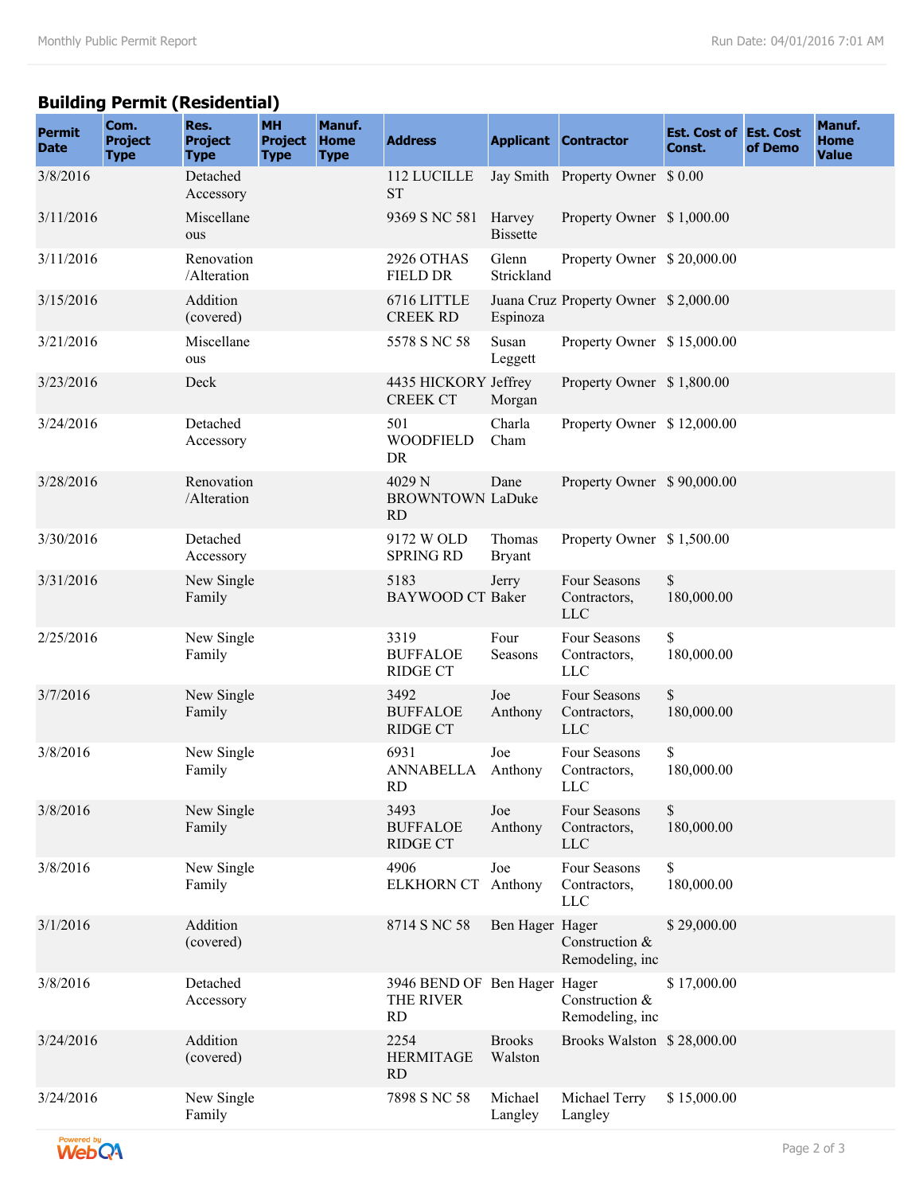## Building Permit (Residential)

| Permit Date | Com. Project Type | Res. Project Type | MH Project Type | Manuf. Home Type | Address | Applicant | Contractor | Est. Cost of Const. | Est. Cost of Demo | Manuf. Home Value |
|---|---|---|---|---|---|---|---|---|---|---|
| 3/8/2016 | | Detached Accessory | | | 112 LUCILLE ST | Jay Smith | Property Owner | $ 0.00 | | |
| 3/11/2016 | | Miscellaneous | | | 9369 S NC 581 | Harvey Bissette | Property Owner | $ 1,000.00 | | |
| 3/11/2016 | | Renovation /Alteration | | | 2926 OTHAS FIELD DR | Glenn Strickland | Property Owner | $ 20,000.00 | | |
| 3/15/2016 | | Addition (covered) | | | 6716 LITTLE CREEK RD | Juana Cruz Espinoza | Property Owner | $ 2,000.00 | | |
| 3/21/2016 | | Miscellaneous | | | 5578 S NC 58 | Susan Leggett | Property Owner | $ 15,000.00 | | |
| 3/23/2016 | | Deck | | | 4435 HICKORY CREEK CT | Jeffrey Morgan | Property Owner | $ 1,800.00 | | |
| 3/24/2016 | | Detached Accessory | | | 501 WOODFIELD DR | Charla Cham | Property Owner | $ 12,000.00 | | |
| 3/28/2016 | | Renovation /Alteration | | | 4029 N BROWNTOWN RD | Dane LaDuke | Property Owner | $ 90,000.00 | | |
| 3/30/2016 | | Detached Accessory | | | 9172 W OLD SPRING RD | Thomas Bryant | Property Owner | $ 1,500.00 | | |
| 3/31/2016 | | New Single Family | | | 5183 BAYWOOD CT | Jerry Baker | Four Seasons Contractors, LLC | $ 180,000.00 | | |
| 2/25/2016 | | New Single Family | | | 3319 BUFFALOE RIDGE CT | Four Seasons | Four Seasons Contractors, LLC | $ 180,000.00 | | |
| 3/7/2016 | | New Single Family | | | 3492 BUFFALOE RIDGE CT | Joe Anthony | Four Seasons Contractors, LLC | $ 180,000.00 | | |
| 3/8/2016 | | New Single Family | | | 6931 ANNABELLA RD | Joe Anthony | Four Seasons Contractors, LLC | $ 180,000.00 | | |
| 3/8/2016 | | New Single Family | | | 3493 BUFFALOE RIDGE CT | Joe Anthony | Four Seasons Contractors, LLC | $ 180,000.00 | | |
| 3/8/2016 | | New Single Family | | | 4906 ELKHORN CT | Joe Anthony | Four Seasons Contractors, LLC | $ 180,000.00 | | |
| 3/1/2016 | | Addition (covered) | | | 8714 S NC 58 | Ben Hager | Hager Construction & Remodeling, inc | $ 29,000.00 | | |
| 3/8/2016 | | Detached Accessory | | | 3946 BEND OF THE RIVER RD | Ben Hager | Hager Construction & Remodeling, inc | $ 17,000.00 | | |
| 3/24/2016 | | Addition (covered) | | | 2254 HERMITAGE RD | Brooks Walston | Brooks Walston | $ 28,000.00 | | |
| 3/24/2016 | | New Single Family | | | 7898 S NC 58 | Michael Langley | Michael Terry Langley | $ 15,000.00 | | |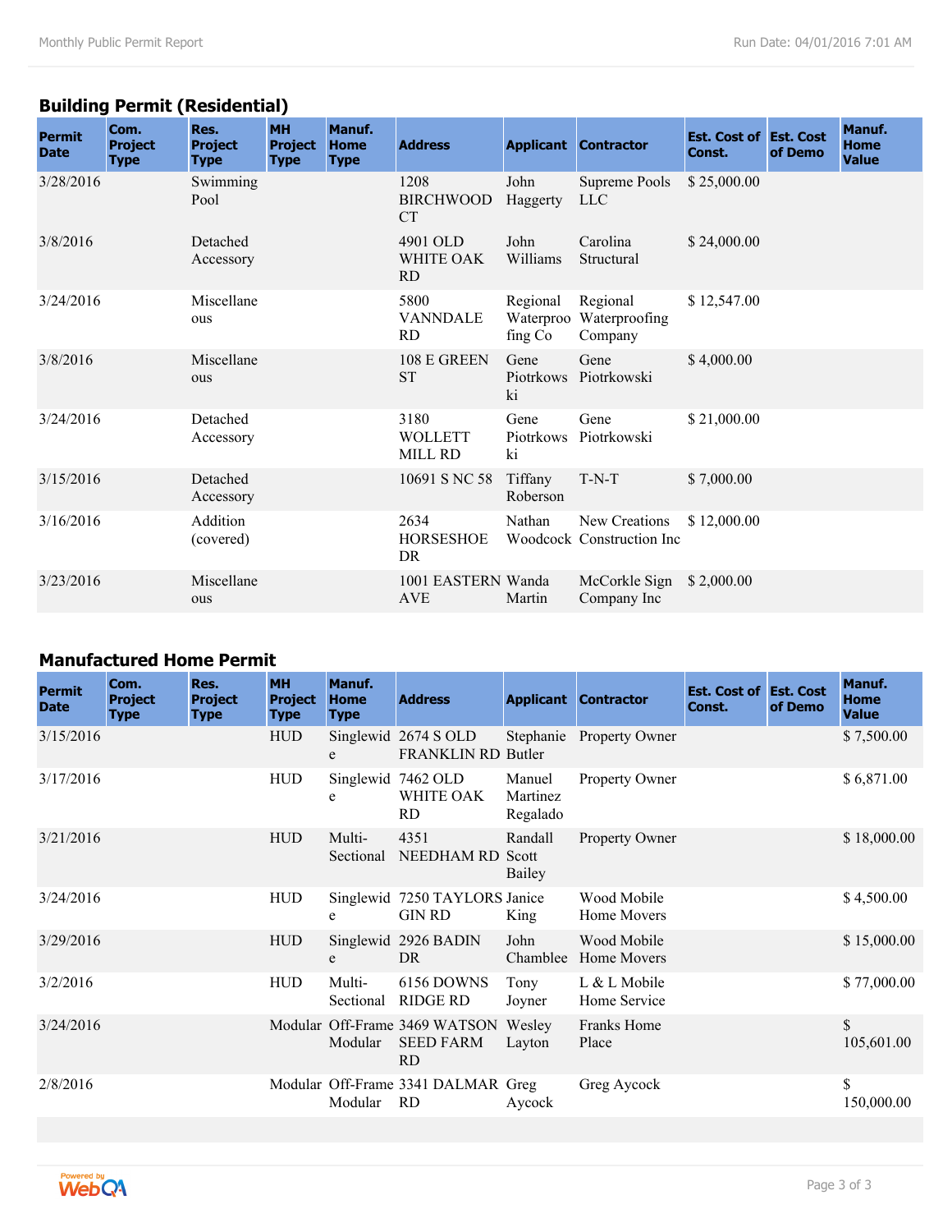## Building Permit (Residential)

| Permit Date | Com. Project Type | Res. Project Type | MH Project Type | Manuf. Home Type | Address | Applicant | Contractor | Est. Cost of Const. | Est. Cost of Demo | Manuf. Home Value |
|---|---|---|---|---|---|---|---|---|---|---|
| 3/28/2016 | | Swimming Pool | | | 1208 BIRCHWOOD CT | John Haggerty | Supreme Pools LLC | $ 25,000.00 | | |
| 3/8/2016 | | Detached Accessory | | | 4901 OLD WHITE OAK RD | John Williams | Carolina Structural | $ 24,000.00 | | |
| 3/24/2016 | | Miscellaneous | | | 5800 VANNDALE RD | Regional Waterproofing Co | Regional Waterproofing Company | $ 12,547.00 | | |
| 3/8/2016 | | Miscellaneous | | | 108 E GREEN ST | Gene Piotrkowski | Gene Piotrkowski | $ 4,000.00 | | |
| 3/24/2016 | | Detached Accessory | | | 3180 WOLLETT MILL RD | Gene Piotrkowski | Gene Piotrkowski | $ 21,000.00 | | |
| 3/15/2016 | | Detached Accessory | | | 10691 S NC 58 | Tiffany Roberson | T-N-T | $ 7,000.00 | | |
| 3/16/2016 | | Addition (covered) | | | 2634 HORSESHOE DR | Nathan Woodcock | New Creations Construction Inc | $ 12,000.00 | | |
| 3/23/2016 | | Miscellaneous | | | 1001 EASTERN AVE | Wanda Martin | McCorkle Sign Company Inc | $ 2,000.00 | | |

## Manufactured Home Permit

| Permit Date | Com. Project Type | Res. Project Type | MH Project Type | Manuf. Home Type | Address | Applicant | Contractor | Est. Cost of Const. | Est. Cost of Demo | Manuf. Home Value |
|---|---|---|---|---|---|---|---|---|---|---|
| 3/15/2016 | | | HUD | Singlewide | 2674 S OLD FRANKLIN RD | Stephanie Butler | Property Owner | | | $ 7,500.00 |
| 3/17/2016 | | | HUD | Singlewide | 7462 OLD WHITE OAK RD | Manuel Martinez Regalado | Property Owner | | | $ 6,871.00 |
| 3/21/2016 | | | HUD | Multi-Sectional | 4351 NEEDHAM RD | Randall Scott Bailey | Property Owner | | | $ 18,000.00 |
| 3/24/2016 | | | HUD | Singlewide | 7250 TAYLORS GIN RD | Janice King | Wood Mobile Home Movers | | | $ 4,500.00 |
| 3/29/2016 | | | HUD | Singlewide | 2926 BADIN DR | John Chamblee | Wood Mobile Home Movers | | | $ 15,000.00 |
| 3/2/2016 | | | HUD | Multi-Sectional | 6156 DOWNS RIDGE RD | Tony Joyner | L & L Mobile Home Service | | | $ 77,000.00 |
| 3/24/2016 | | | Modular | Off-Frame Modular | 3469 WATSON SEED FARM RD | Wesley Layton | Franks Home Place | | | $ 105,601.00 |
| 2/8/2016 | | | Modular | Off-Frame Modular | 3341 DALMAR RD | Greg Aycock | Greg Aycock | | | $ 150,000.00 |